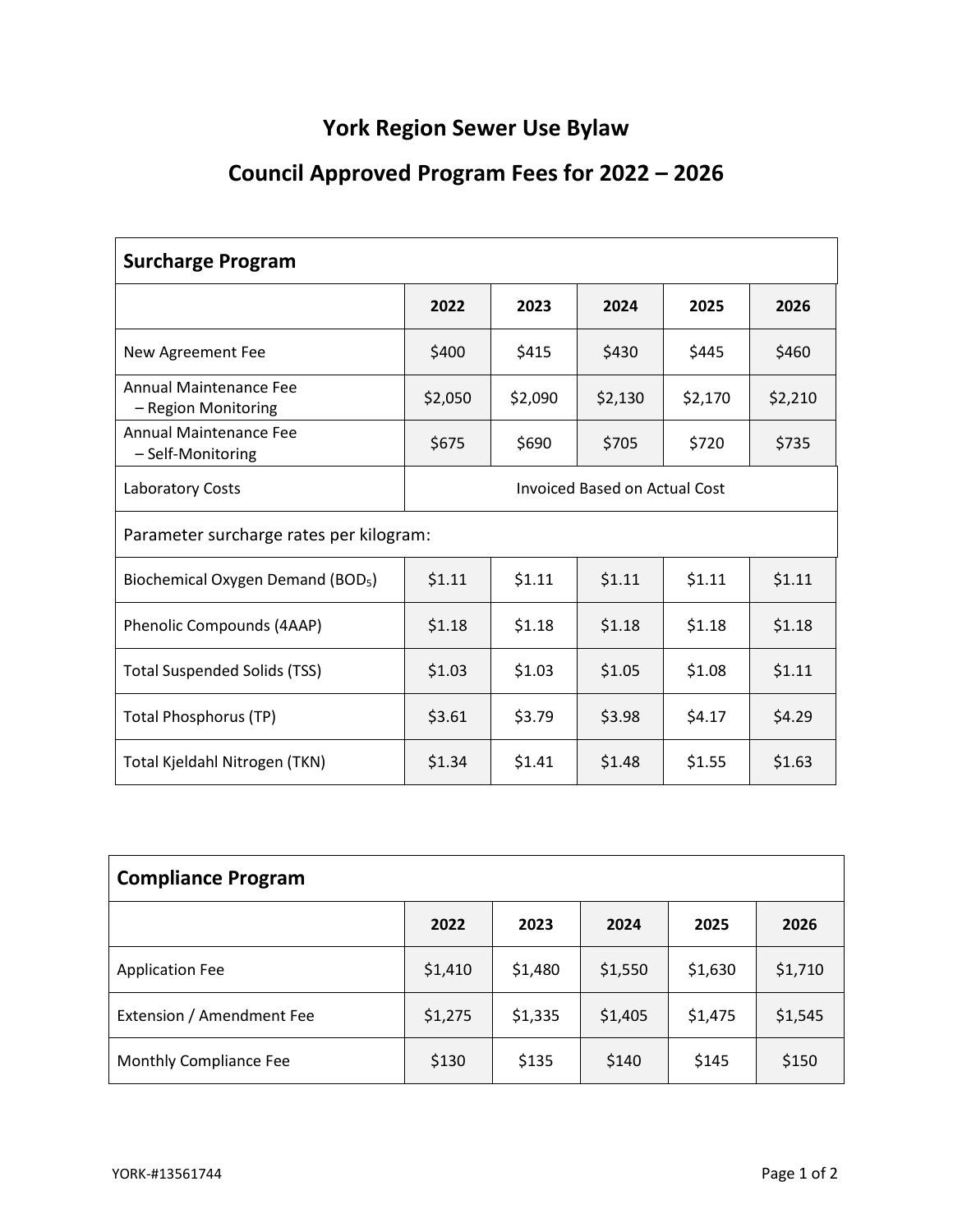# York Region Sewer Use Bylaw

## Council Approved Program Fees for 2022 – 2026

| Surcharge Program | | | | | |
|---|---|---|---|---|---|
| | **2022** | **2023** | **2024** | **2025** | **2026** |
| New Agreement Fee | $400 | $415 | $430 | $445 | $460 |
| Annual Maintenance Fee – Region Monitoring | $2,050 | $2,090 | $2,130 | $2,170 | $2,210 |
| Annual Maintenance Fee – Self-Monitoring | $675 | $690 | $705 | $720 | $735 |
| Laboratory Costs | Invoiced Based on Actual Cost | | | | |
| Parameter surcharge rates per kilogram: | | | | | |
| Biochemical Oxygen Demand ($BOD_5$) | $1.11 | $1.11 | $1.11 | $1.11 | $1.11 |
| Phenolic Compounds (4AAP) | $1.18 | $1.18 | $1.18 | $1.18 | $1.18 |
| Total Suspended Solids (TSS) | $1.03 | $1.03 | $1.05 | $1.08 | $1.11 |
| Total Phosphorus (TP) | $3.61 | $3.79 | $3.98 | $4.17 | $4.29 |
| Total Kjeldahl Nitrogen (TKN) | $1.34 | $1.41 | $1.48 | $1.55 | $1.63 |

| Compliance Program | | | | | |
|---|---|---|---|---|---|
| | **2022** | **2023** | **2024** | **2025** | **2026** |
| Application Fee | $1,410 | $1,480 | $1,550 | $1,630 | $1,710 |
| Extension / Amendment Fee | $1,275 | $1,335 | $1,405 | $1,475 | $1,545 |
| Monthly Compliance Fee | $130 | $135 | $140 | $145 | $150 |

YORK-#13561744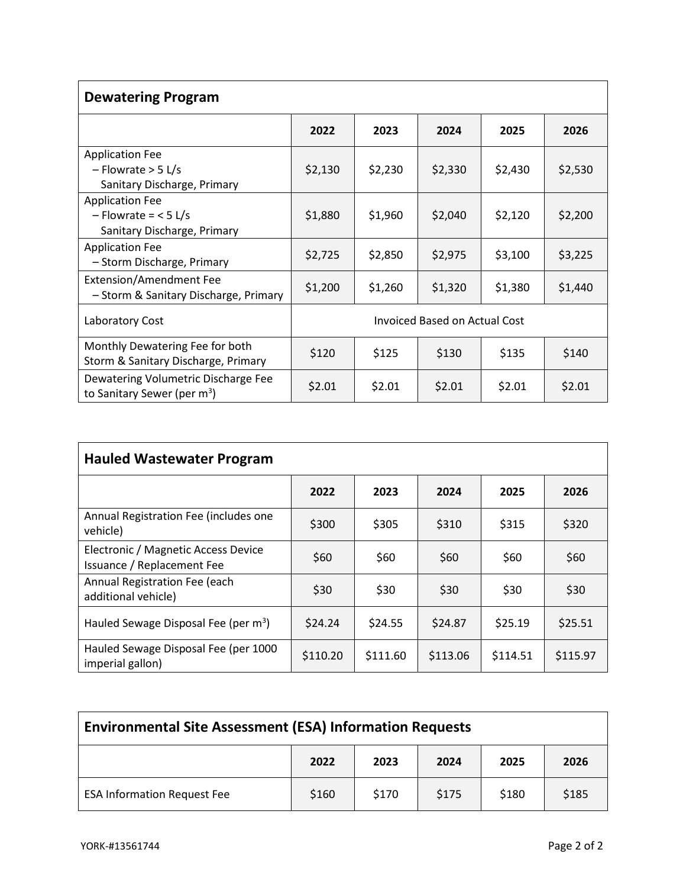## Dewatering Program

| | 2022 | 2023 | 2024 | 2025 | 2026 |
|---|---|---|---|---|---|
| Application Fee – Flowrate > 5 L/s Sanitary Discharge, Primary | $2,130 | $2,230 | $2,330 | $2,430 | $2,530 |
| Application Fee – Flowrate = < 5 L/s Sanitary Discharge, Primary | $1,880 | $1,960 | $2,040 | $2,120 | $2,200 |
| Application Fee – Storm Discharge, Primary | $2,725 | $2,850 | $2,975 | $3,100 | $3,225 |
| Extension/Amendment Fee – Storm & Sanitary Discharge, Primary | $1,200 | $1,260 | $1,320 | $1,380 | $1,440 |
| Laboratory Cost | Invoiced Based on Actual Cost | | | | |
| Monthly Dewatering Fee for both Storm & Sanitary Discharge, Primary | $120 | $125 | $130 | $135 | $140 |
| Dewatering Volumetric Discharge Fee to Sanitary Sewer (per $m^3$) | $2.01 | $2.01 | $2.01 | $2.01 | $2.01 |

## Hauled Wastewater Program

| | 2022 | 2023 | 2024 | 2025 | 2026 |
|---|---|---|---|---|---|
| Annual Registration Fee (includes one vehicle) | $300 | $305 | $310 | $315 | $320 |
| Electronic / Magnetic Access Device Issuance / Replacement Fee | $60 | $60 | $60 | $60 | $60 |
| Annual Registration Fee (each additional vehicle) | $30 | $30 | $30 | $30 | $30 |
| Hauled Sewage Disposal Fee (per $m^3$) | $24.24 | $24.55 | $24.87 | $25.19 | $25.51 |
| Hauled Sewage Disposal Fee (per 1000 imperial gallon) | $110.20 | $111.60 | $113.06 | $114.51 | $115.97 |

## Environmental Site Assessment (ESA) Information Requests

| | 2022 | 2023 | 2024 | 2025 | 2026 |
|---|---|---|---|---|---|
| ESA Information Request Fee | $160 | $170 | $175 | $180 | $185 |

YORK-#13561744